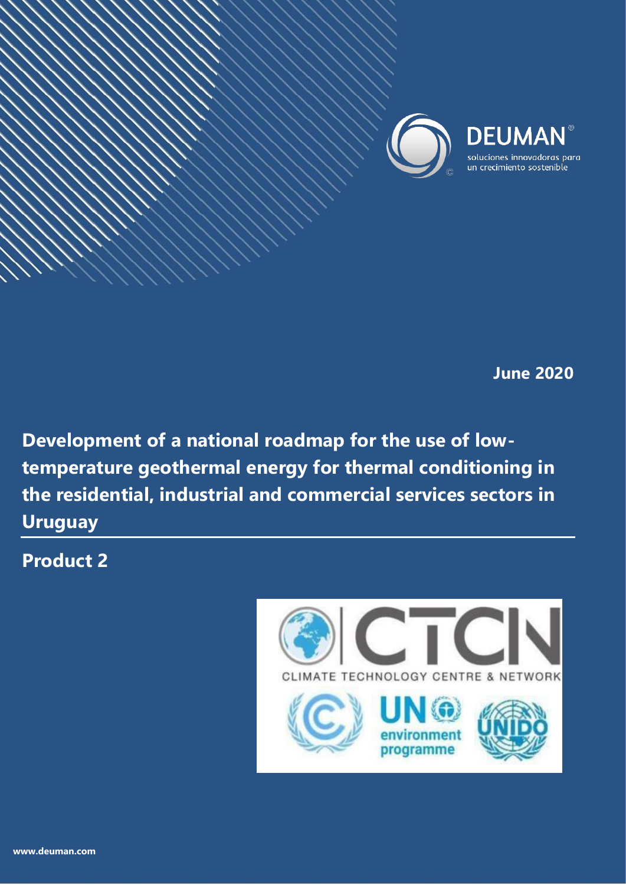**DEUMAN**

soluciones innovadoras para un crecimiento sostenible

**June 2020**

# Development of a national roadmap for the use of low-temperature geothermal energy for thermal conditioning in the residential, industrial and commercial services sectors in Uruguay

## Product 2

CLIMATE TECHNOLOGY CENTRE & NETWORK

UN environment programme

UNIDO

www.deuman.com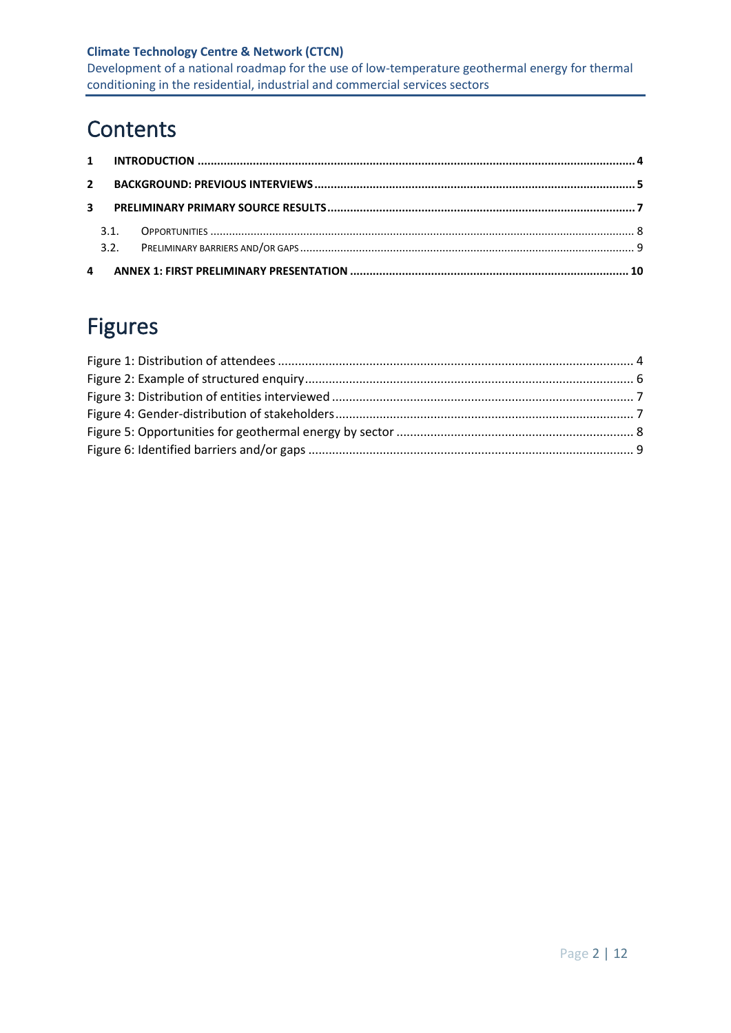# Contents

**1 INTRODUCTION** .......... **4**

**2 BACKGROUND: PREVIOUS INTERVIEWS** .......... **5**

**3 PRELIMINARY PRIMARY SOURCE RESULTS** .......... **7**

- 3.1. OPPORTUNITIES .......... 8
- 3.2. PRELIMINARY BARRIERS AND/OR GAPS .......... 9

**4 ANNEX 1: FIRST PRELIMINARY PRESENTATION** .......... **10**

# Figures

Figure 1: Distribution of attendees .......... 4
Figure 2: Example of structured enquiry .......... 6
Figure 3: Distribution of entities interviewed .......... 7
Figure 4: Gender-distribution of stakeholders .......... 7
Figure 5: Opportunities for geothermal energy by sector .......... 8
Figure 6: Identified barriers and/or gaps .......... 9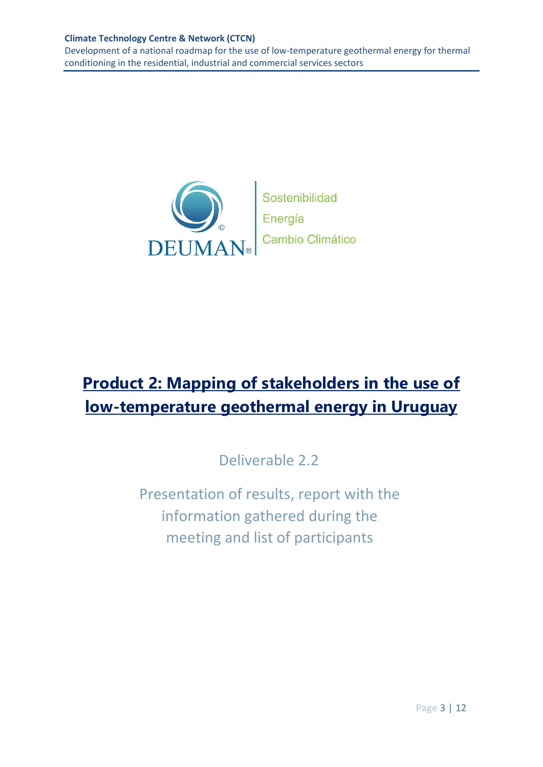# Product 2: Mapping of stakeholders in the use of low-temperature geothermal energy in Uruguay

Deliverable 2.2

Presentation of results, report with the information gathered during the meeting and list of participants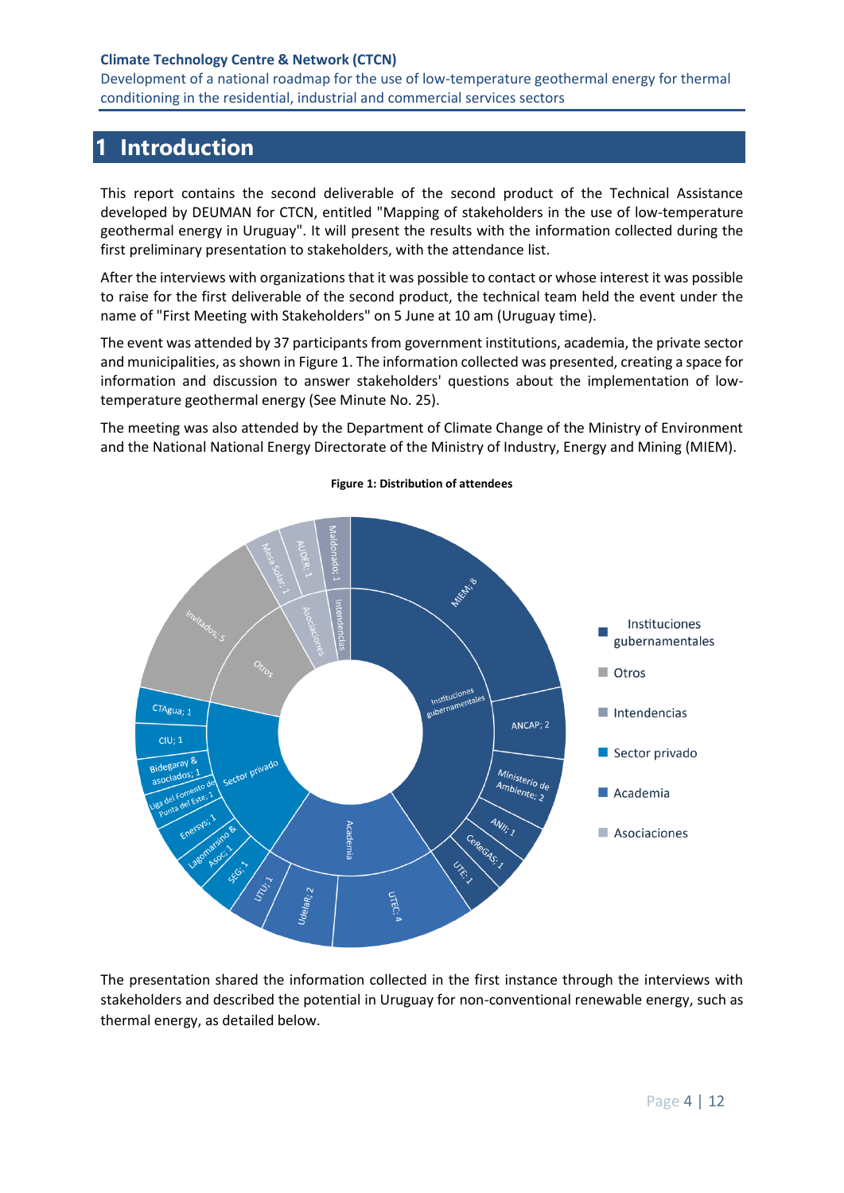# 1 Introduction

This report contains the second deliverable of the second product of the Technical Assistance developed by DEUMAN for CTCN, entitled "Mapping of stakeholders in the use of low-temperature geothermal energy in Uruguay". It will present the results with the information collected during the first preliminary presentation to stakeholders, with the attendance list.

After the interviews with organizations that it was possible to contact or whose interest it was possible to raise for the first deliverable of the second product, the technical team held the event under the name of "First Meeting with Stakeholders" on 5 June at 10 am (Uruguay time).

The event was attended by 37 participants from government institutions, academia, the private sector and municipalities, as shown in Figure 1. The information collected was presented, creating a space for information and discussion to answer stakeholders' questions about the implementation of low-temperature geothermal energy (See Minute No. 25).

The meeting was also attended by the Department of Climate Change of the Ministry of Environment and the National National Energy Directorate of the Ministry of Industry, Energy and Mining (MIEM).

**Figure 1: Distribution of attendees**

The presentation shared the information collected in the first instance through the interviews with stakeholders and described the potential in Uruguay for non-conventional renewable energy, such as thermal energy, as detailed below.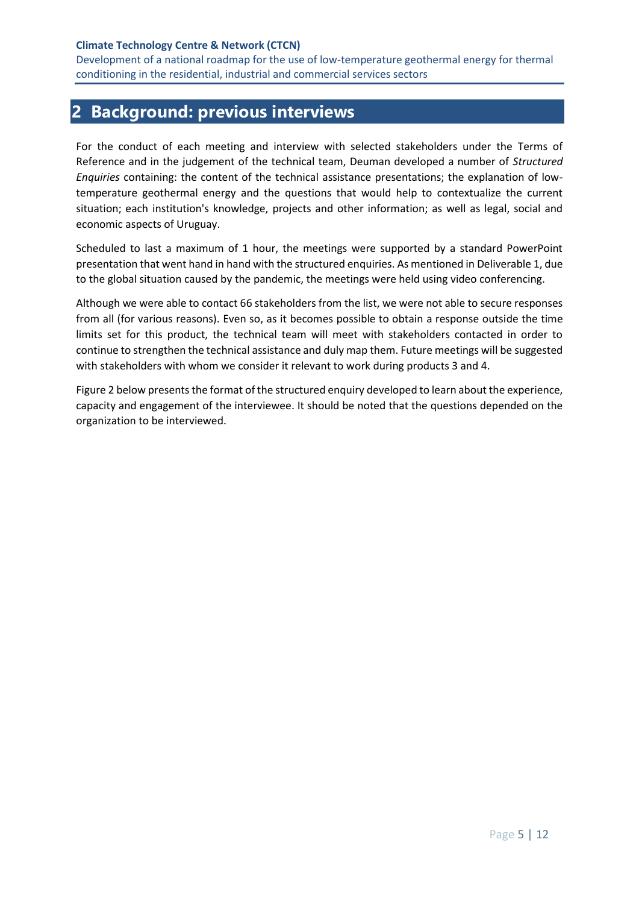## 2 Background: previous interviews

For the conduct of each meeting and interview with selected stakeholders under the Terms of Reference and in the judgement of the technical team, Deuman developed a number of *Structured Enquiries* containing: the content of the technical assistance presentations; the explanation of low-temperature geothermal energy and the questions that would help to contextualize the current situation; each institution's knowledge, projects and other information; as well as legal, social and economic aspects of Uruguay.

Scheduled to last a maximum of 1 hour, the meetings were supported by a standard PowerPoint presentation that went hand in hand with the structured enquiries. As mentioned in Deliverable 1, due to the global situation caused by the pandemic, the meetings were held using video conferencing.

Although we were able to contact 66 stakeholders from the list, we were not able to secure responses from all (for various reasons). Even so, as it becomes possible to obtain a response outside the time limits set for this product, the technical team will meet with stakeholders contacted in order to continue to strengthen the technical assistance and duly map them. Future meetings will be suggested with stakeholders with whom we consider it relevant to work during products 3 and 4.

Figure 2 below presents the format of the structured enquiry developed to learn about the experience, capacity and engagement of the interviewee. It should be noted that the questions depended on the organization to be interviewed.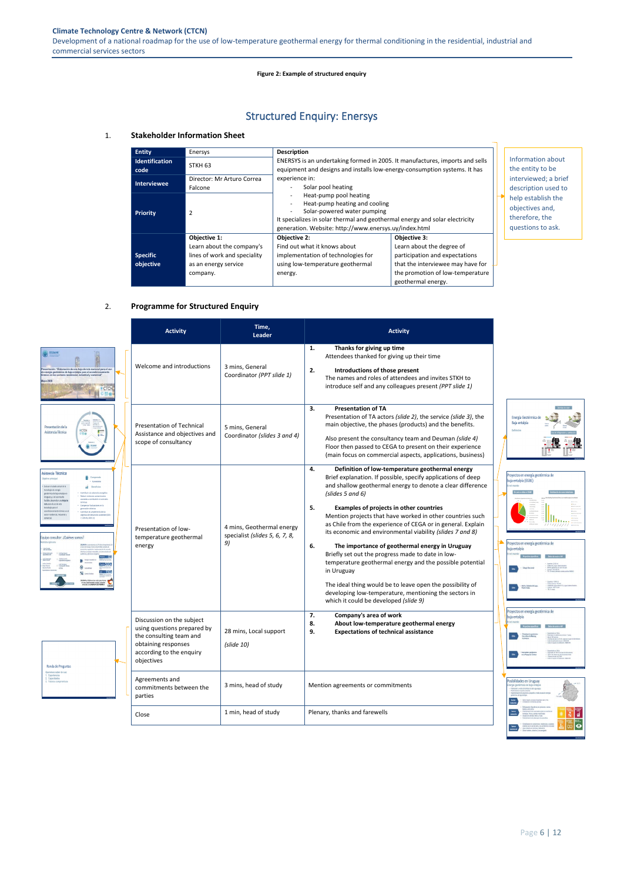**Figure 2: Example of structured enquiry**

## Structured Enquiry: Enersys

### 1. Stakeholder Information Sheet

| Entity | Enersys | Description | |
|---|---|---|---|
| Identification code | STKH 63 | ENERSYS is an undertaking formed in 2005. It manufactures, imports and sells equipment and designs and installs low-energy-consumption systems. It has experience in: - Solar pool heating - Heat-pump pool heating - Heat-pump heating and cooling - Solar-powered water pumping It specializes in solar thermal and geothermal energy and solar electricity generation. Website: http://www.enersys.uy/index.html | |
| Interviewee | Director: Mr Arturo Correa Falcone | | |
| Priority | 2 | | |
| Specific objective | Objective 1: Learn about the company's lines of work and speciality as an energy service company. | Objective 2: Find out what it knows about implementation of technologies for using low-temperature geothermal energy. | Objective 3: Learn about the degree of participation and expectations that the interviewee may have for the promotion of low-temperature geothermal energy. |

Information about the entity to be interviewed; a brief description used to help establish the objectives and, therefore, the questions to ask.

### 2. Programme for Structured Enquiry

| Activity | Time, Leader | Activity |
|---|---|---|
| Welcome and introductions | 3 mins, General Coordinator *(PPT slide 1)* | **1. Thanks for giving up time** Attendees thanked for giving up their time **2. Introductions of those present** The names and roles of attendees and invites STKH to introduce self and any colleagues present *(PPT slide 1)* |
| Presentation of Technical Assistance and objectives and scope of consultancy | 5 mins, General Coordinator *(slides 3 and 4)* | **3. Presentation of TA** Presentation of TA actors *(slide 2)*, the service *(slide 3)*, the main objective, the phases (products) and the benefits. Also present the consultancy team and Deuman *(slide 4)* Floor then passed to CEGA to present on their experience (main focus on commercial aspects, applications, business) |
| Presentation of low-temperature geothermal energy | 4 mins, Geothermal energy specialist *(slides 5, 6, 7, 8, 9)* | **4. Definition of low-temperature geothermal energy** Brief explanation. If possible, specify applications of deep and shallow geothermal energy to denote a clear difference *(slides 5 and 6)* **5. Examples of projects in other countries** Mention projects that have worked in other countries such as Chile from the experience of CEGA or in general. Explain its economic and environmental viability *(slides 7 and 8)* **6. The importance of geothermal energy in Uruguay** Briefly set out the progress made to date in low-temperature geothermal energy and the possible potential in Uruguay The ideal thing would be to leave open the possibility of developing low-temperature, mentioning the sectors in which it could be developed *(slide 9)* |
| Discussion on the subject using questions prepared by the consulting team and obtaining responses according to the enquiry objectives | 28 mins, Local support *(slide 10)* | **7. Company's area of work** **8. About low-temperature geothermal energy** **9. Expectations of technical assistance** |
| Agreements and commitments between the parties | 3 mins, head of study | Mention agreements or commitments |
| Close | 1 min, head of study | Plenary, thanks and farewells |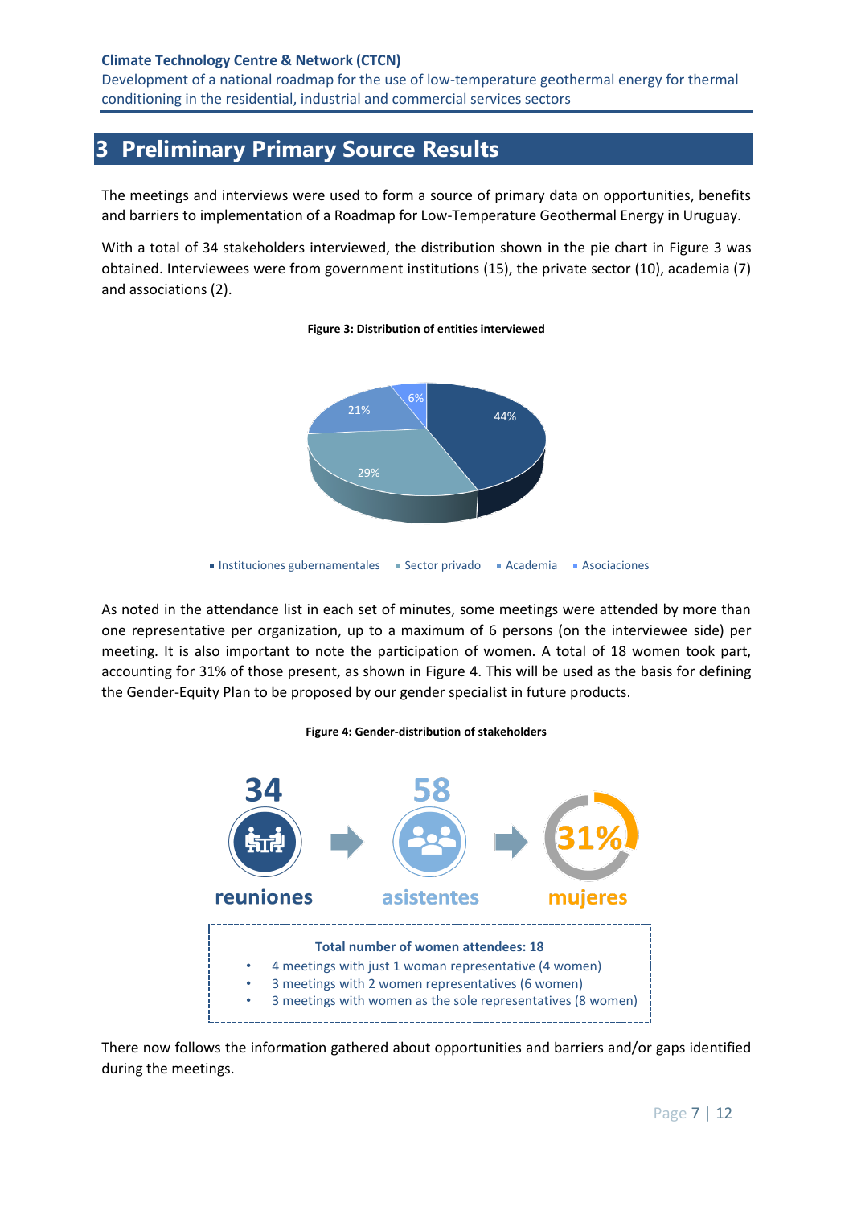# 3 Preliminary Primary Source Results

The meetings and interviews were used to form a source of primary data on opportunities, benefits and barriers to implementation of a Roadmap for Low-Temperature Geothermal Energy in Uruguay.

With a total of 34 stakeholders interviewed, the distribution shown in the pie chart in Figure 3 was obtained. Interviewees were from government institutions (15), the private sector (10), academia (7) and associations (2).

**Figure 3: Distribution of entities interviewed**

44%, 29%, 21%, 6%

Instituciones gubernamentales · Sector privado · Academia · Asociaciones

As noted in the attendance list in each set of minutes, some meetings were attended by more than one representative per organization, up to a maximum of 6 persons (on the interviewee side) per meeting. It is also important to note the participation of women. A total of 18 women took part, accounting for 31% of those present, as shown in Figure 4. This will be used as the basis for defining the Gender-Equity Plan to be proposed by our gender specialist in future products.

**Figure 4: Gender-distribution of stakeholders**

34 reuniones → 58 asistentes → 31% mujeres

**Total number of women attendees: 18**

- 4 meetings with just 1 woman representative (4 women)
- 3 meetings with 2 women representatives (6 women)
- 3 meetings with women as the sole representatives (8 women)

There now follows the information gathered about opportunities and barriers and/or gaps identified during the meetings.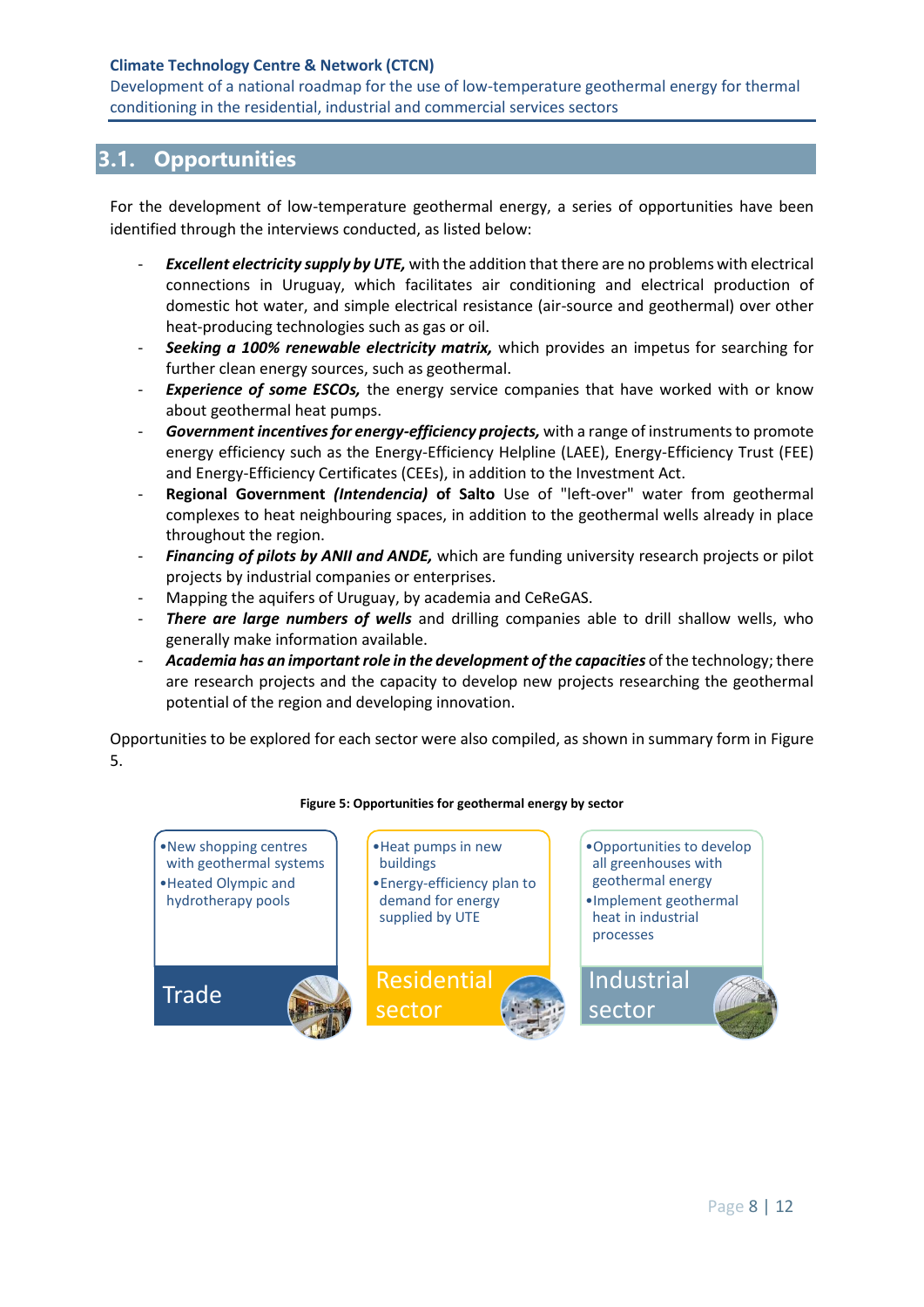## 3.1. Opportunities

For the development of low-temperature geothermal energy, a series of opportunities have been identified through the interviews conducted, as listed below:

- ***Excellent electricity supply by UTE,*** with the addition that there are no problems with electrical connections in Uruguay, which facilitates air conditioning and electrical production of domestic hot water, and simple electrical resistance (air-source and geothermal) over other heat-producing technologies such as gas or oil.
- ***Seeking a 100% renewable electricity matrix,*** which provides an impetus for searching for further clean energy sources, such as geothermal.
- ***Experience of some ESCOs,*** the energy service companies that have worked with or know about geothermal heat pumps.
- ***Government incentives for energy-efficiency projects,*** with a range of instruments to promote energy efficiency such as the Energy-Efficiency Helpline (LAEE), Energy-Efficiency Trust (FEE) and Energy-Efficiency Certificates (CEEs), in addition to the Investment Act.
- **Regional Government *(Intendencia)* of Salto** Use of "left-over" water from geothermal complexes to heat neighbouring spaces, in addition to the geothermal wells already in place throughout the region.
- ***Financing of pilots by ANII and ANDE,*** which are funding university research projects or pilot projects by industrial companies or enterprises.
- Mapping the aquifers of Uruguay, by academia and CeReGAS.
- ***There are large numbers of wells*** and drilling companies able to drill shallow wells, who generally make information available.
- ***Academia has an important role in the development of the capacities*** of the technology; there are research projects and the capacity to develop new projects researching the geothermal potential of the region and developing innovation.

Opportunities to be explored for each sector were also compiled, as shown in summary form in Figure 5.

**Figure 5: Opportunities for geothermal energy by sector**

| Trade | Residential sector | Industrial sector |
|---|---|---|
| • New shopping centres with geothermal systems<br>• Heated Olympic and hydrotherapy pools | • Heat pumps in new buildings<br>• Energy-efficiency plan to demand for energy supplied by UTE | • Opportunities to develop all greenhouses with geothermal energy<br>• Implement geothermal heat in industrial processes |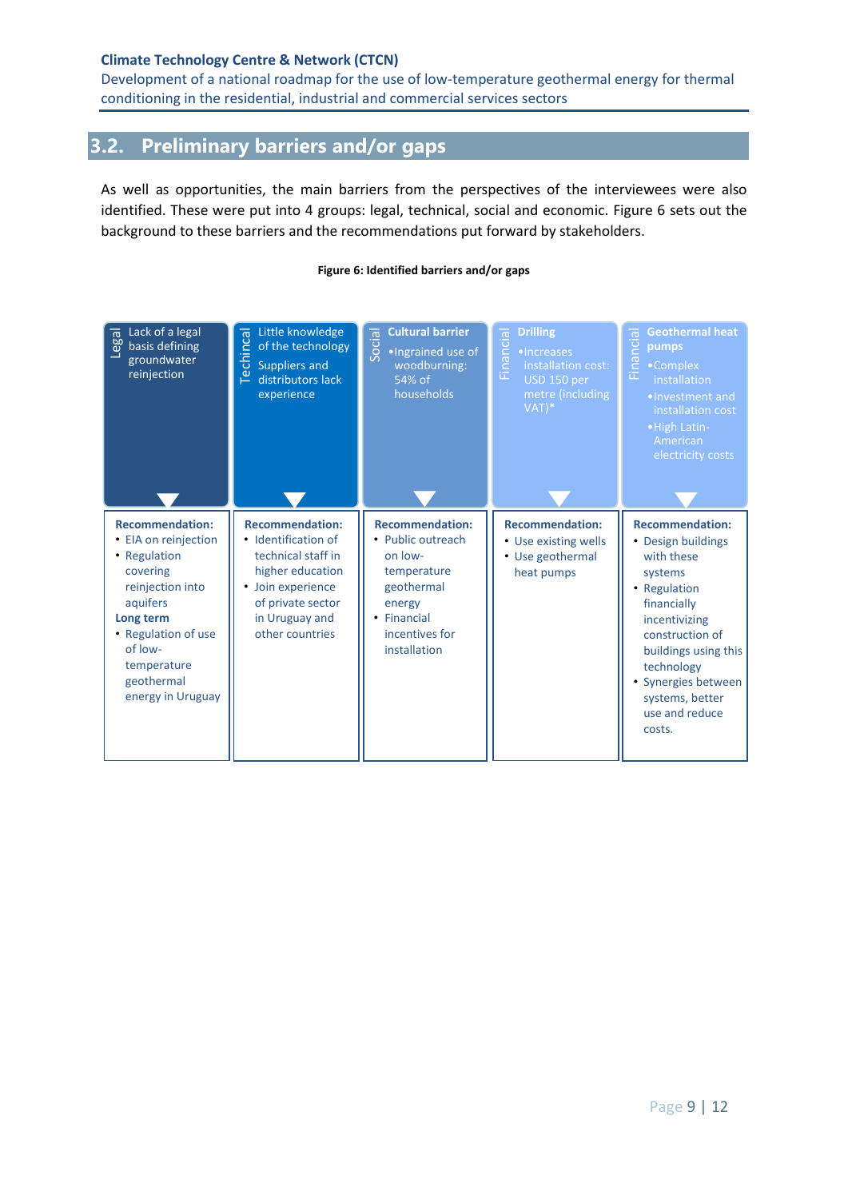## 3.2. Preliminary barriers and/or gaps

As well as opportunities, the main barriers from the perspectives of the interviewees were also identified. These were put into 4 groups: legal, technical, social and economic. Figure 6 sets out the background to these barriers and the recommendations put forward by stakeholders.

**Figure 6: Identified barriers and/or gaps**

| Legal | Techincal | Social | Financial | Financial |
|---|---|---|---|---|
| Lack of a legal basis defining groundwater reinjection | Little knowledge of the technology<br>Suppliers and distributors lack experience | **Cultural barrier**<br>• Ingrained use of woodburning: 54% of households | **Drilling**<br>• Increases installation cost: USD 150 per metre (including VAT)* | **Geothermal heat pumps**<br>• Complex installation<br>• Investment and installation cost<br>• High Latin-American electricity costs |
| **Recommendation:**<br>• EIA on reinjection<br>• Regulation covering reinjection into aquifers<br>**Long term**<br>• Regulation of use of low-temperature geothermal energy in Uruguay | **Recommendation:**<br>• Identification of technical staff in higher education<br>• Join experience of private sector in Uruguay and other countries | **Recommendation:**<br>• Public outreach on low-temperature geothermal energy<br>• Financial incentives for installation | **Recommendation:**<br>• Use existing wells<br>• Use geothermal heat pumps | **Recommendation:**<br>• Design buildings with these systems<br>• Regulation financially incentivizing construction of buildings using this technology<br>• Synergies between systems, better use and reduce costs. |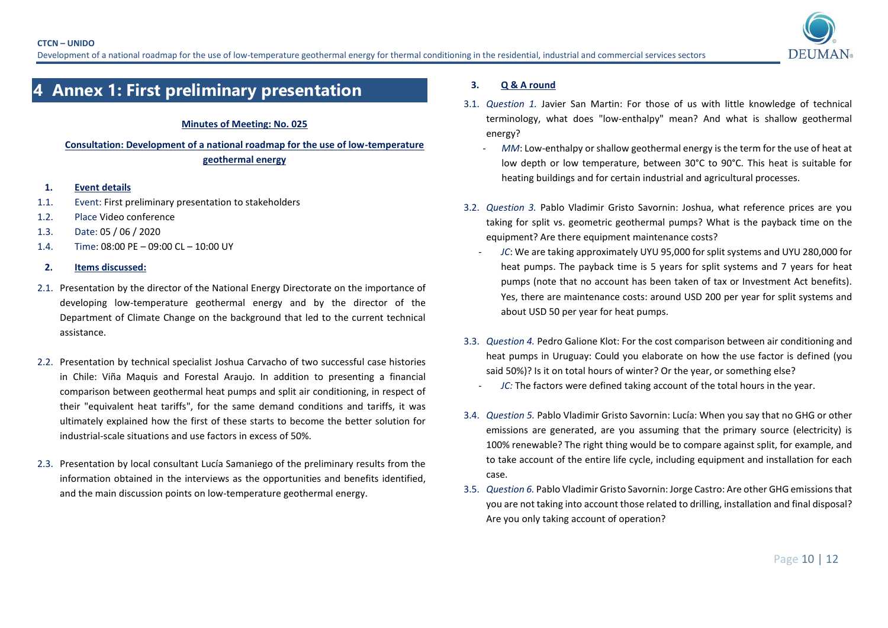# 4 Annex 1: First preliminary presentation

**Minutes of Meeting: No. 025**

**Consultation: Development of a national roadmap for the use of low-temperature geothermal energy**

**1. Event details**

1.1. Event: First preliminary presentation to stakeholders

1.2. Place Video conference

1.3. Date: 05 / 06 / 2020

1.4. Time: 08:00 PE – 09:00 CL – 10:00 UY

**2. Items discussed:**

2.1. Presentation by the director of the National Energy Directorate on the importance of developing low-temperature geothermal energy and by the director of the Department of Climate Change on the background that led to the current technical assistance.

2.2. Presentation by technical specialist Joshua Carvacho of two successful case histories in Chile: Viña Maquis and Forestal Araujo. In addition to presenting a financial comparison between geothermal heat pumps and split air conditioning, in respect of their "equivalent heat tariffs", for the same demand conditions and tariffs, it was ultimately explained how the first of these starts to become the better solution for industrial-scale situations and use factors in excess of 50%.

2.3. Presentation by local consultant Lucía Samaniego of the preliminary results from the information obtained in the interviews as the opportunities and benefits identified, and the main discussion points on low-temperature geothermal energy.

**3. Q & A round**

3.1. *Question 1.* Javier San Martin: For those of us with little knowledge of technical terminology, what does "low-enthalpy" mean? And what is shallow geothermal energy?

- *MM*: Low-enthalpy or shallow geothermal energy is the term for the use of heat at low depth or low temperature, between 30°C to 90°C. This heat is suitable for heating buildings and for certain industrial and agricultural processes.

3.2. *Question 3.* Pablo Vladimir Gristo Savornin: Joshua, what reference prices are you taking for split vs. geometric geothermal pumps? What is the payback time on the equipment? Are there equipment maintenance costs?

- *JC*: We are taking approximately UYU 95,000 for split systems and UYU 280,000 for heat pumps. The payback time is 5 years for split systems and 7 years for heat pumps (note that no account has been taken of tax or Investment Act benefits). Yes, there are maintenance costs: around USD 200 per year for split systems and about USD 50 per year for heat pumps.

3.3. *Question 4.* Pedro Galione Klot: For the cost comparison between air conditioning and heat pumps in Uruguay: Could you elaborate on how the use factor is defined (you said 50%)? Is it on total hours of winter? Or the year, or something else?

- *JC:* The factors were defined taking account of the total hours in the year.

3.4. *Question 5.* Pablo Vladimir Gristo Savornin: Lucía: When you say that no GHG or other emissions are generated, are you assuming that the primary source (electricity) is 100% renewable? The right thing would be to compare against split, for example, and to take account of the entire life cycle, including equipment and installation for each case.

3.5. *Question 6.* Pablo Vladimir Gristo Savornin: Jorge Castro: Are other GHG emissions that you are not taking into account those related to drilling, installation and final disposal? Are you only taking account of operation?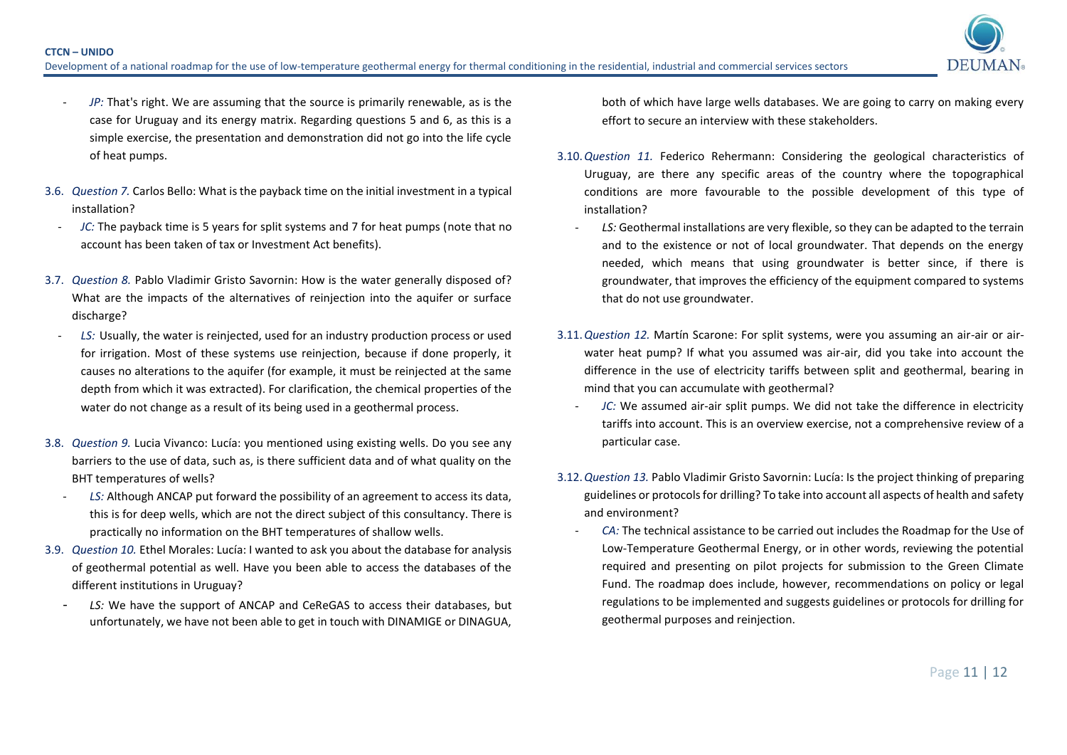- *JP:* That's right. We are assuming that the source is primarily renewable, as is the case for Uruguay and its energy matrix. Regarding questions 5 and 6, as this is a simple exercise, the presentation and demonstration did not go into the life cycle of heat pumps.

3.6. *Question 7.* Carlos Bello: What is the payback time on the initial investment in a typical installation?

- *JC:* The payback time is 5 years for split systems and 7 for heat pumps (note that no account has been taken of tax or Investment Act benefits).

3.7. *Question 8.* Pablo Vladimir Gristo Savornin: How is the water generally disposed of? What are the impacts of the alternatives of reinjection into the aquifer or surface discharge?

- *LS:* Usually, the water is reinjected, used for an industry production process or used for irrigation. Most of these systems use reinjection, because if done properly, it causes no alterations to the aquifer (for example, it must be reinjected at the same depth from which it was extracted). For clarification, the chemical properties of the water do not change as a result of its being used in a geothermal process.

3.8. *Question 9.* Lucia Vivanco: Lucía: you mentioned using existing wells. Do you see any barriers to the use of data, such as, is there sufficient data and of what quality on the BHT temperatures of wells?

- *LS:* Although ANCAP put forward the possibility of an agreement to access its data, this is for deep wells, which are not the direct subject of this consultancy. There is practically no information on the BHT temperatures of shallow wells.

3.9. *Question 10.* Ethel Morales: Lucía: I wanted to ask you about the database for analysis of geothermal potential as well. Have you been able to access the databases of the different institutions in Uruguay?

- *LS:* We have the support of ANCAP and CeReGAS to access their databases, but unfortunately, we have not been able to get in touch with DINAMIGE or DINAGUA, both of which have large wells databases. We are going to carry on making every effort to secure an interview with these stakeholders.

3.10. *Question 11.* Federico Rehermann: Considering the geological characteristics of Uruguay, are there any specific areas of the country where the topographical conditions are more favourable to the possible development of this type of installation?

- *LS:* Geothermal installations are very flexible, so they can be adapted to the terrain and to the existence or not of local groundwater. That depends on the energy needed, which means that using groundwater is better since, if there is groundwater, that improves the efficiency of the equipment compared to systems that do not use groundwater.

3.11. *Question 12.* Martín Scarone: For split systems, were you assuming an air-air or air-water heat pump? If what you assumed was air-air, did you take into account the difference in the use of electricity tariffs between split and geothermal, bearing in mind that you can accumulate with geothermal?

- *JC:* We assumed air-air split pumps. We did not take the difference in electricity tariffs into account. This is an overview exercise, not a comprehensive review of a particular case.

3.12. *Question 13.* Pablo Vladimir Gristo Savornin: Lucía: Is the project thinking of preparing guidelines or protocols for drilling? To take into account all aspects of health and safety and environment?

- *CA:* The technical assistance to be carried out includes the Roadmap for the Use of Low-Temperature Geothermal Energy, or in other words, reviewing the potential required and presenting on pilot projects for submission to the Green Climate Fund. The roadmap does include, however, recommendations on policy or legal regulations to be implemented and suggests guidelines or protocols for drilling for geothermal purposes and reinjection.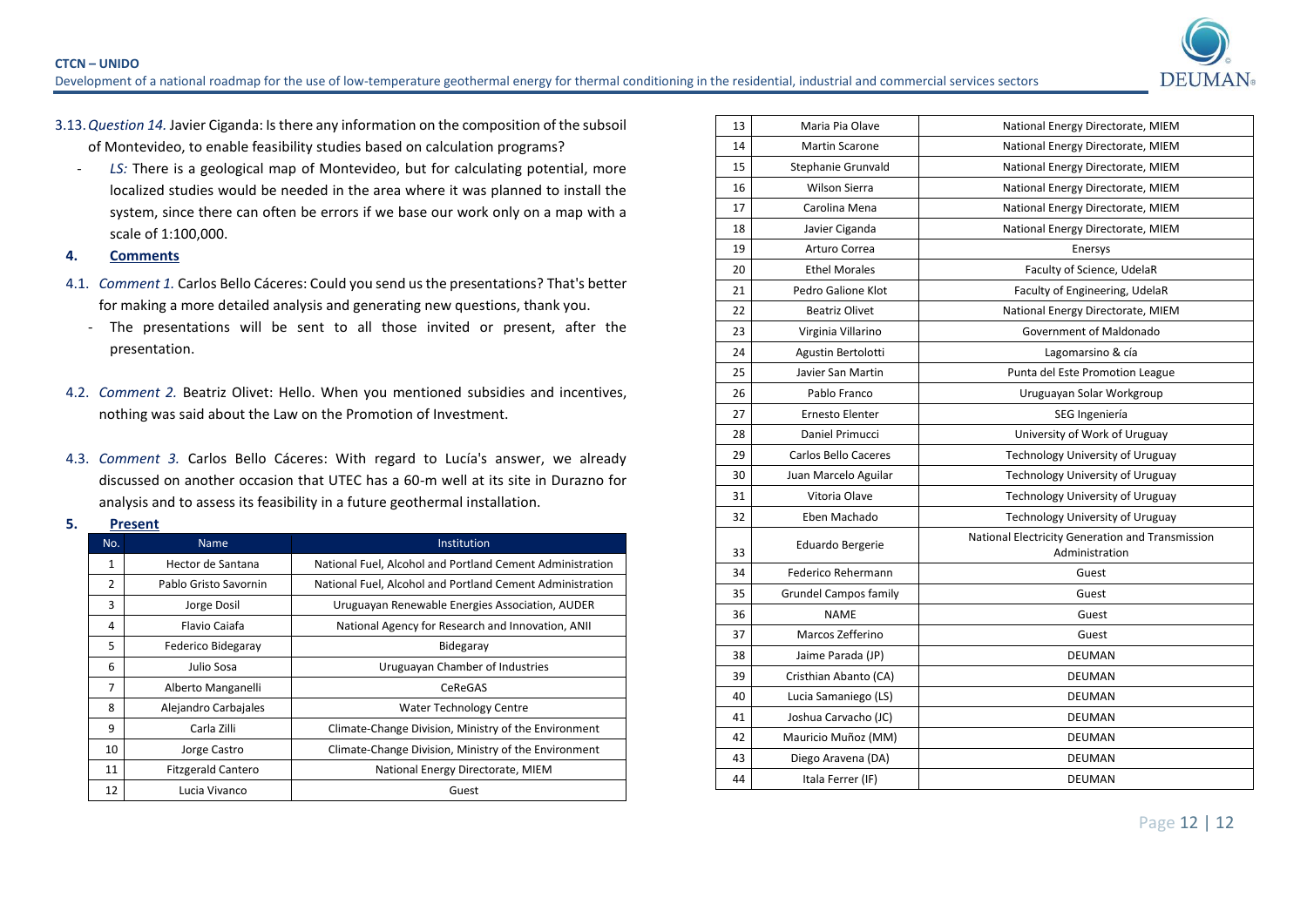3.13. *Question 14.* Javier Ciganda: Is there any information on the composition of the subsoil of Montevideo, to enable feasibility studies based on calculation programs?

- *LS:* There is a geological map of Montevideo, but for calculating potential, more localized studies would be needed in the area where it was planned to install the system, since there can often be errors if we base our work only on a map with a scale of 1:100,000.

## 4. Comments

4.1. *Comment 1.* Carlos Bello Cáceres: Could you send us the presentations? That's better for making a more detailed analysis and generating new questions, thank you.

- The presentations will be sent to all those invited or present, after the presentation.

4.2. *Comment 2.* Beatriz Olivet: Hello. When you mentioned subsidies and incentives, nothing was said about the Law on the Promotion of Investment.

4.3. *Comment 3.* Carlos Bello Cáceres: With regard to Lucía's answer, we already discussed on another occasion that UTEC has a 60-m well at its site in Durazno for analysis and to assess its feasibility in a future geothermal installation.

## 5. Present

| No. | Name | Institution |
|---|---|---|
| 1 | Hector de Santana | National Fuel, Alcohol and Portland Cement Administration |
| 2 | Pablo Gristo Savornin | National Fuel, Alcohol and Portland Cement Administration |
| 3 | Jorge Dosil | Uruguayan Renewable Energies Association, AUDER |
| 4 | Flavio Caiafa | National Agency for Research and Innovation, ANII |
| 5 | Federico Bidegaray | Bidegaray |
| 6 | Julio Sosa | Uruguayan Chamber of Industries |
| 7 | Alberto Manganelli | CeReGAS |
| 8 | Alejandro Carbajales | Water Technology Centre |
| 9 | Carla Zilli | Climate-Change Division, Ministry of the Environment |
| 10 | Jorge Castro | Climate-Change Division, Ministry of the Environment |
| 11 | Fitzgerald Cantero | National Energy Directorate, MIEM |
| 12 | Lucia Vivanco | Guest |
| 13 | Maria Pia Olave | National Energy Directorate, MIEM |
| 14 | Martin Scarone | National Energy Directorate, MIEM |
| 15 | Stephanie Grunvald | National Energy Directorate, MIEM |
| 16 | Wilson Sierra | National Energy Directorate, MIEM |
| 17 | Carolina Mena | National Energy Directorate, MIEM |
| 18 | Javier Ciganda | National Energy Directorate, MIEM |
| 19 | Arturo Correa | Enersys |
| 20 | Ethel Morales | Faculty of Science, UdelaR |
| 21 | Pedro Galione Klot | Faculty of Engineering, UdelaR |
| 22 | Beatriz Olivet | National Energy Directorate, MIEM |
| 23 | Virginia Villarino | Government of Maldonado |
| 24 | Agustin Bertolotti | Lagomarsino & cía |
| 25 | Javier San Martin | Punta del Este Promotion League |
| 26 | Pablo Franco | Uruguayan Solar Workgroup |
| 27 | Ernesto Elenter | SEG Ingeniería |
| 28 | Daniel Primucci | University of Work of Uruguay |
| 29 | Carlos Bello Caceres | Technology University of Uruguay |
| 30 | Juan Marcelo Aguilar | Technology University of Uruguay |
| 31 | Vitoria Olave | Technology University of Uruguay |
| 32 | Eben Machado | Technology University of Uruguay |
| 33 | Eduardo Bergerie | National Electricity Generation and Transmission Administration |
| 34 | Federico Rehermann | Guest |
| 35 | Grundel Campos family | Guest |
| 36 | NAME | Guest |
| 37 | Marcos Zefferino | Guest |
| 38 | Jaime Parada (JP) | DEUMAN |
| 39 | Cristhian Abanto (CA) | DEUMAN |
| 40 | Lucia Samaniego (LS) | DEUMAN |
| 41 | Joshua Carvacho (JC) | DEUMAN |
| 42 | Mauricio Muñoz (MM) | DEUMAN |
| 43 | Diego Aravena (DA) | DEUMAN |
| 44 | Itala Ferrer (IF) | DEUMAN |